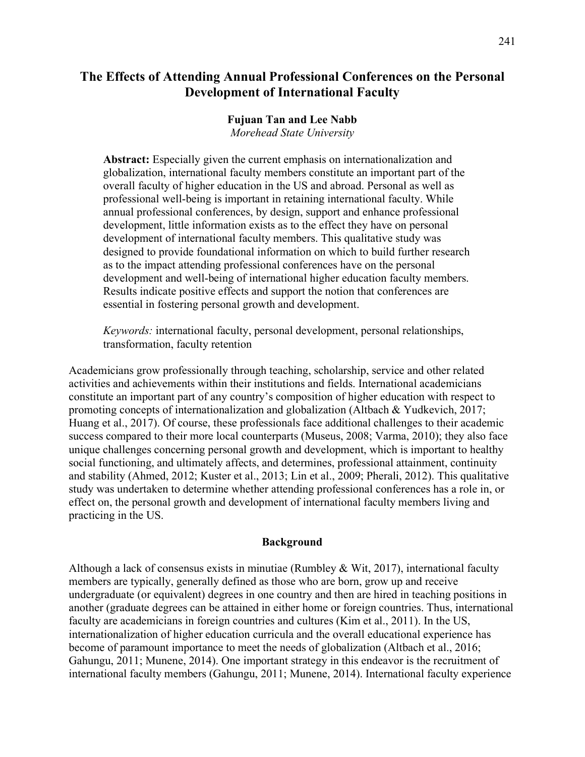# The Effects of Attending Annual Professional Conferences on the Personal Development of International Faculty

**Fujuan Tan and Lee Nabb**
*Morehead State University*

**Abstract:** Especially given the current emphasis on internationalization and globalization, international faculty members constitute an important part of the overall faculty of higher education in the US and abroad. Personal as well as professional well-being is important in retaining international faculty. While annual professional conferences, by design, support and enhance professional development, little information exists as to the effect they have on personal development of international faculty members. This qualitative study was designed to provide foundational information on which to build further research as to the impact attending professional conferences have on the personal development and well-being of international higher education faculty members. Results indicate positive effects and support the notion that conferences are essential in fostering personal growth and development.

*Keywords:* international faculty, personal development, personal relationships, transformation, faculty retention

Academicians grow professionally through teaching, scholarship, service and other related activities and achievements within their institutions and fields. International academicians constitute an important part of any country's composition of higher education with respect to promoting concepts of internationalization and globalization (Altbach & Yudkevich, 2017; Huang et al., 2017). Of course, these professionals face additional challenges to their academic success compared to their more local counterparts (Museus, 2008; Varma, 2010); they also face unique challenges concerning personal growth and development, which is important to healthy social functioning, and ultimately affects, and determines, professional attainment, continuity and stability (Ahmed, 2012; Kuster et al., 2013; Lin et al., 2009; Pherali, 2012). This qualitative study was undertaken to determine whether attending professional conferences has a role in, or effect on, the personal growth and development of international faculty members living and practicing in the US.

## Background

Although a lack of consensus exists in minutiae (Rumbley & Wit, 2017), international faculty members are typically, generally defined as those who are born, grow up and receive undergraduate (or equivalent) degrees in one country and then are hired in teaching positions in another (graduate degrees can be attained in either home or foreign countries. Thus, international faculty are academicians in foreign countries and cultures (Kim et al., 2011). In the US, internationalization of higher education curricula and the overall educational experience has become of paramount importance to meet the needs of globalization (Altbach et al., 2016; Gahungu, 2011; Munene, 2014). One important strategy in this endeavor is the recruitment of international faculty members (Gahungu, 2011; Munene, 2014). International faculty experience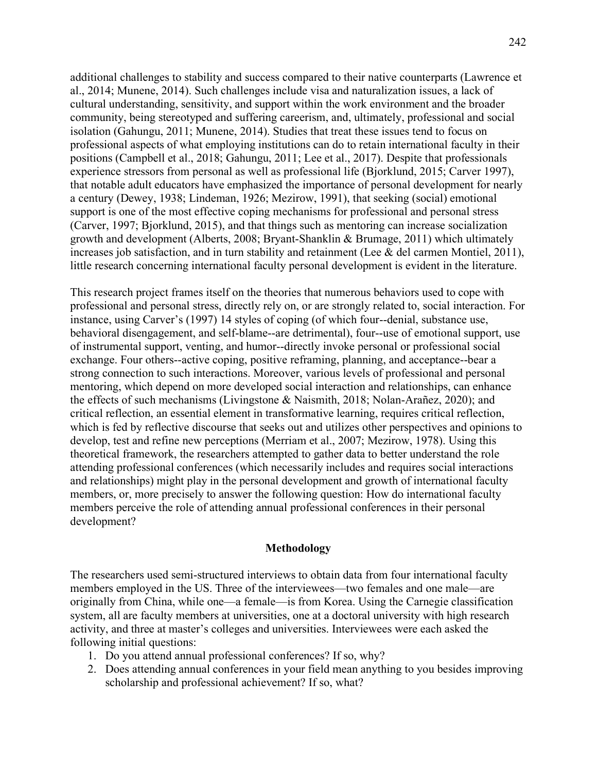additional challenges to stability and success compared to their native counterparts (Lawrence et al., 2014; Munene, 2014). Such challenges include visa and naturalization issues, a lack of cultural understanding, sensitivity, and support within the work environment and the broader community, being stereotyped and suffering careerism, and, ultimately, professional and social isolation (Gahungu, 2011; Munene, 2014). Studies that treat these issues tend to focus on professional aspects of what employing institutions can do to retain international faculty in their positions (Campbell et al., 2018; Gahungu, 2011; Lee et al., 2017). Despite that professionals experience stressors from personal as well as professional life (Bjorklund, 2015; Carver 1997), that notable adult educators have emphasized the importance of personal development for nearly a century (Dewey, 1938; Lindeman, 1926; Mezirow, 1991), that seeking (social) emotional support is one of the most effective coping mechanisms for professional and personal stress (Carver, 1997; Bjorklund, 2015), and that things such as mentoring can increase socialization growth and development (Alberts, 2008; Bryant-Shanklin & Brumage, 2011) which ultimately increases job satisfaction, and in turn stability and retainment (Lee & del carmen Montiel, 2011), little research concerning international faculty personal development is evident in the literature.

This research project frames itself on the theories that numerous behaviors used to cope with professional and personal stress, directly rely on, or are strongly related to, social interaction. For instance, using Carver's (1997) 14 styles of coping (of which four--denial, substance use, behavioral disengagement, and self-blame--are detrimental), four--use of emotional support, use of instrumental support, venting, and humor--directly invoke personal or professional social exchange. Four others--active coping, positive reframing, planning, and acceptance--bear a strong connection to such interactions. Moreover, various levels of professional and personal mentoring, which depend on more developed social interaction and relationships, can enhance the effects of such mechanisms (Livingstone & Naismith, 2018; Nolan-Arañez, 2020); and critical reflection, an essential element in transformative learning, requires critical reflection, which is fed by reflective discourse that seeks out and utilizes other perspectives and opinions to develop, test and refine new perceptions (Merriam et al., 2007; Mezirow, 1978). Using this theoretical framework, the researchers attempted to gather data to better understand the role attending professional conferences (which necessarily includes and requires social interactions and relationships) might play in the personal development and growth of international faculty members, or, more precisely to answer the following question: How do international faculty members perceive the role of attending annual professional conferences in their personal development?

## Methodology

The researchers used semi-structured interviews to obtain data from four international faculty members employed in the US. Three of the interviewees—two females and one male—are originally from China, while one—a female—is from Korea. Using the Carnegie classification system, all are faculty members at universities, one at a doctoral university with high research activity, and three at master's colleges and universities. Interviewees were each asked the following initial questions:

1. Do you attend annual professional conferences? If so, why?
2. Does attending annual conferences in your field mean anything to you besides improving scholarship and professional achievement? If so, what?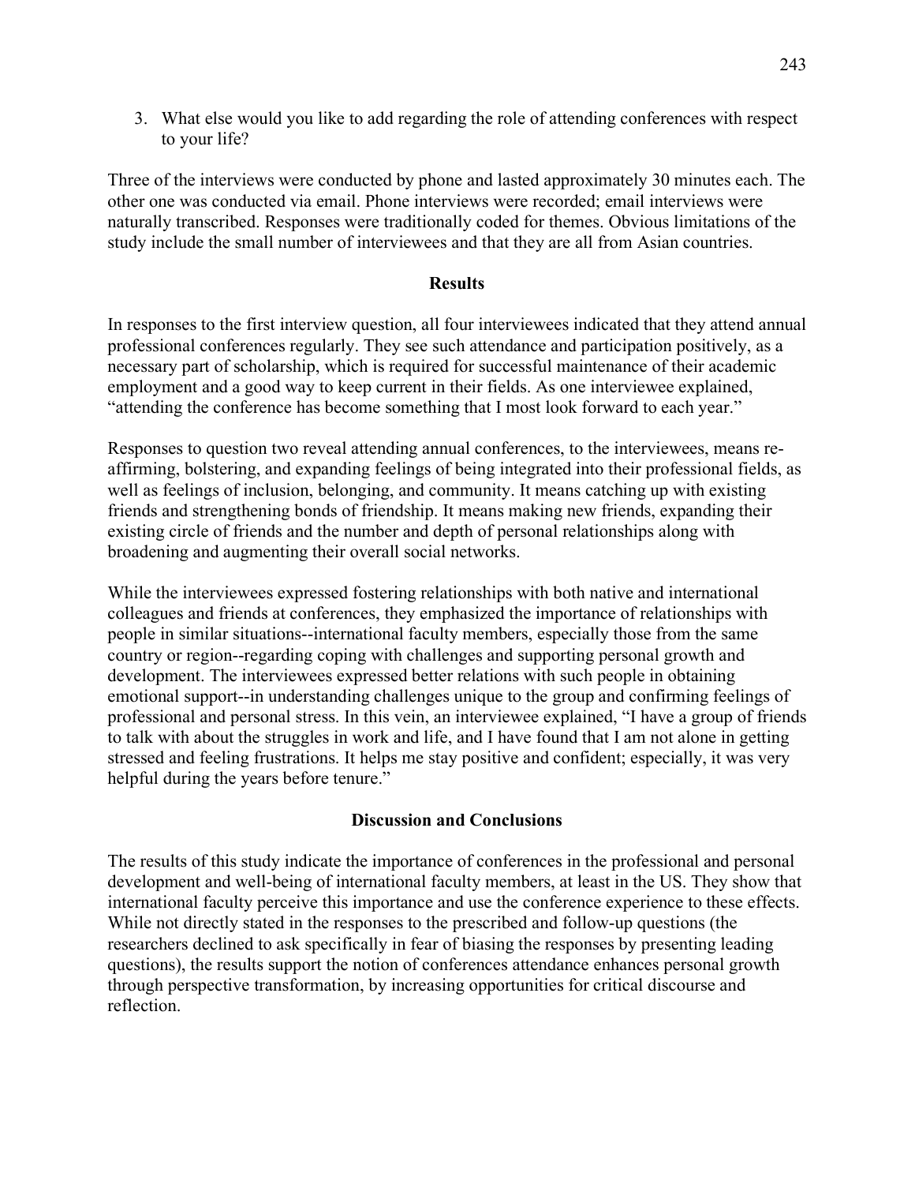3. What else would you like to add regarding the role of attending conferences with respect to your life?

Three of the interviews were conducted by phone and lasted approximately 30 minutes each. The other one was conducted via email. Phone interviews were recorded; email interviews were naturally transcribed. Responses were traditionally coded for themes. Obvious limitations of the study include the small number of interviewees and that they are all from Asian countries.

## Results

In responses to the first interview question, all four interviewees indicated that they attend annual professional conferences regularly. They see such attendance and participation positively, as a necessary part of scholarship, which is required for successful maintenance of their academic employment and a good way to keep current in their fields. As one interviewee explained, "attending the conference has become something that I most look forward to each year."

Responses to question two reveal attending annual conferences, to the interviewees, means re-affirming, bolstering, and expanding feelings of being integrated into their professional fields, as well as feelings of inclusion, belonging, and community. It means catching up with existing friends and strengthening bonds of friendship. It means making new friends, expanding their existing circle of friends and the number and depth of personal relationships along with broadening and augmenting their overall social networks.

While the interviewees expressed fostering relationships with both native and international colleagues and friends at conferences, they emphasized the importance of relationships with people in similar situations--international faculty members, especially those from the same country or region--regarding coping with challenges and supporting personal growth and development. The interviewees expressed better relations with such people in obtaining emotional support--in understanding challenges unique to the group and confirming feelings of professional and personal stress. In this vein, an interviewee explained, "I have a group of friends to talk with about the struggles in work and life, and I have found that I am not alone in getting stressed and feeling frustrations. It helps me stay positive and confident; especially, it was very helpful during the years before tenure."

## Discussion and Conclusions

The results of this study indicate the importance of conferences in the professional and personal development and well-being of international faculty members, at least in the US. They show that international faculty perceive this importance and use the conference experience to these effects. While not directly stated in the responses to the prescribed and follow-up questions (the researchers declined to ask specifically in fear of biasing the responses by presenting leading questions), the results support the notion of conferences attendance enhances personal growth through perspective transformation, by increasing opportunities for critical discourse and reflection.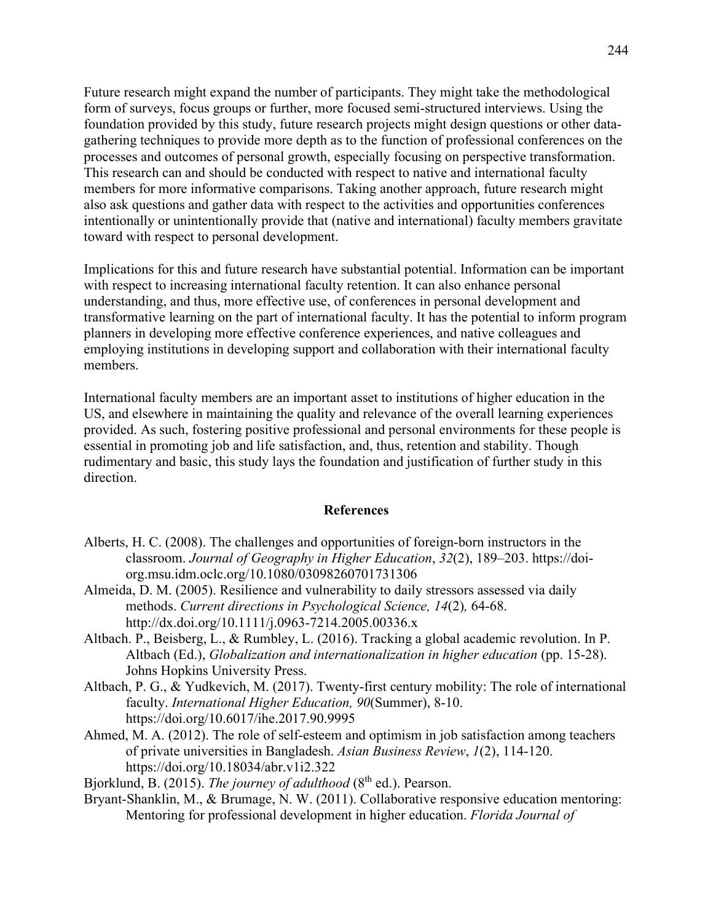Future research might expand the number of participants. They might take the methodological form of surveys, focus groups or further, more focused semi-structured interviews. Using the foundation provided by this study, future research projects might design questions or other data-gathering techniques to provide more depth as to the function of professional conferences on the processes and outcomes of personal growth, especially focusing on perspective transformation. This research can and should be conducted with respect to native and international faculty members for more informative comparisons. Taking another approach, future research might also ask questions and gather data with respect to the activities and opportunities conferences intentionally or unintentionally provide that (native and international) faculty members gravitate toward with respect to personal development.

Implications for this and future research have substantial potential. Information can be important with respect to increasing international faculty retention. It can also enhance personal understanding, and thus, more effective use, of conferences in personal development and transformative learning on the part of international faculty. It has the potential to inform program planners in developing more effective conference experiences, and native colleagues and employing institutions in developing support and collaboration with their international faculty members.

International faculty members are an important asset to institutions of higher education in the US, and elsewhere in maintaining the quality and relevance of the overall learning experiences provided. As such, fostering positive professional and personal environments for these people is essential in promoting job and life satisfaction, and, thus, retention and stability. Though rudimentary and basic, this study lays the foundation and justification of further study in this direction.

## References

Alberts, H. C. (2008). The challenges and opportunities of foreign-born instructors in the classroom. *Journal of Geography in Higher Education*, *32*(2), 189–203. https://doi-org.msu.idm.oclc.org/10.1080/03098260701731306

Almeida, D. M. (2005). Resilience and vulnerability to daily stressors assessed via daily methods. *Current directions in Psychological Science, 14*(2), 64-68. http://dx.doi.org/10.1111/j.0963-7214.2005.00336.x

Altbach. P., Beisberg, L., & Rumbley, L. (2016). Tracking a global academic revolution. In P. Altbach (Ed.), *Globalization and internationalization in higher education* (pp. 15-28). Johns Hopkins University Press.

Altbach, P. G., & Yudkevich, M. (2017). Twenty-first century mobility: The role of international faculty. *International Higher Education, 90*(Summer), 8-10. https://doi.org/10.6017/ihe.2017.90.9995

Ahmed, M. A. (2012). The role of self-esteem and optimism in job satisfaction among teachers of private universities in Bangladesh. *Asian Business Review*, *1*(2), 114-120. https://doi.org/10.18034/abr.v1i2.322

Bjorklund, B. (2015). *The journey of adulthood* (8th ed.). Pearson.

Bryant-Shanklin, M., & Brumage, N. W. (2011). Collaborative responsive education mentoring: Mentoring for professional development in higher education. *Florida Journal of*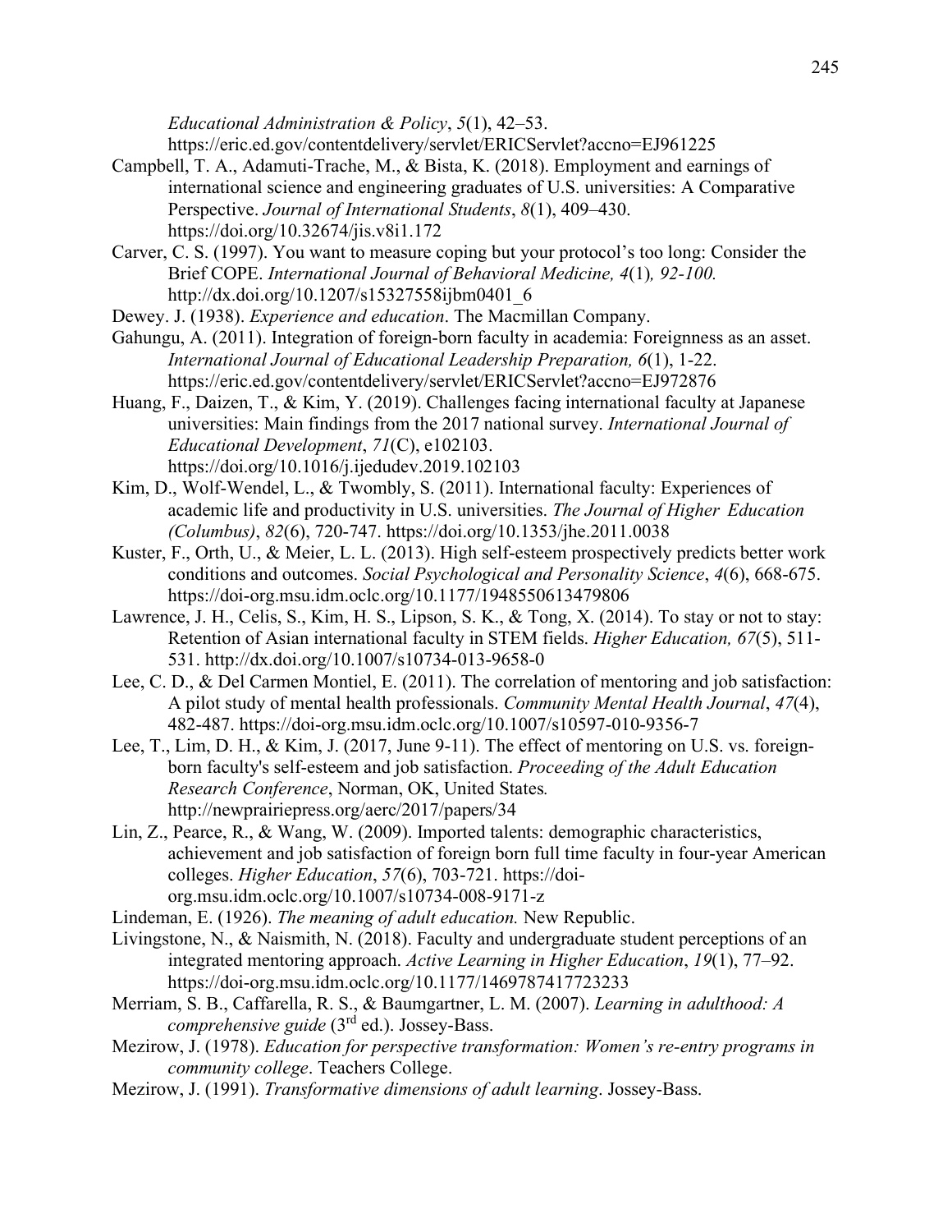*Educational Administration & Policy*, *5*(1), 42–53. https://eric.ed.gov/contentdelivery/servlet/ERICServlet?accno=EJ961225

Campbell, T. A., Adamuti-Trache, M., & Bista, K. (2018). Employment and earnings of international science and engineering graduates of U.S. universities: A Comparative Perspective. *Journal of International Students*, *8*(1), 409–430. https://doi.org/10.32674/jis.v8i1.172

Carver, C. S. (1997). You want to measure coping but your protocol's too long: Consider the Brief COPE. *International Journal of Behavioral Medicine, 4*(1)*, 92-100.* http://dx.doi.org/10.1207/s15327558ijbm0401_6

Dewey. J. (1938). *Experience and education*. The Macmillan Company.

Gahungu, A. (2011). Integration of foreign-born faculty in academia: Foreignness as an asset. *International Journal of Educational Leadership Preparation, 6*(1), 1-22. https://eric.ed.gov/contentdelivery/servlet/ERICServlet?accno=EJ972876

Huang, F., Daizen, T., & Kim, Y. (2019). Challenges facing international faculty at Japanese universities: Main findings from the 2017 national survey. *International Journal of Educational Development*, *71*(C), e102103. https://doi.org/10.1016/j.ijedudev.2019.102103

Kim, D., Wolf-Wendel, L., & Twombly, S. (2011). International faculty: Experiences of academic life and productivity in U.S. universities. *The Journal of Higher Education (Columbus)*, *82*(6), 720-747. https://doi.org/10.1353/jhe.2011.0038

Kuster, F., Orth, U., & Meier, L. L. (2013). High self-esteem prospectively predicts better work conditions and outcomes. *Social Psychological and Personality Science*, *4*(6), 668-675. https://doi-org.msu.idm.oclc.org/10.1177/1948550613479806

Lawrence, J. H., Celis, S., Kim, H. S., Lipson, S. K., & Tong, X. (2014). To stay or not to stay: Retention of Asian international faculty in STEM fields. *Higher Education, 67*(5), 511-531. http://dx.doi.org/10.1007/s10734-013-9658-0

Lee, C. D., & Del Carmen Montiel, E. (2011). The correlation of mentoring and job satisfaction: A pilot study of mental health professionals. *Community Mental Health Journal*, *47*(4), 482-487. https://doi-org.msu.idm.oclc.org/10.1007/s10597-010-9356-7

Lee, T., Lim, D. H., & Kim, J. (2017, June 9-11). The effect of mentoring on U.S. vs. foreign-born faculty's self-esteem and job satisfaction. *Proceeding of the Adult Education Research Conference*, Norman, OK, United States*.* http://newprairiepress.org/aerc/2017/papers/34

Lin, Z., Pearce, R., & Wang, W. (2009). Imported talents: demographic characteristics, achievement and job satisfaction of foreign born full time faculty in four-year American colleges. *Higher Education*, *57*(6), 703-721. https://doi-org.msu.idm.oclc.org/10.1007/s10734-008-9171-z

Lindeman, E. (1926). *The meaning of adult education.* New Republic.

Livingstone, N., & Naismith, N. (2018). Faculty and undergraduate student perceptions of an integrated mentoring approach. *Active Learning in Higher Education*, *19*(1), 77–92. https://doi-org.msu.idm.oclc.org/10.1177/1469787417723233

Merriam, S. B., Caffarella, R. S., & Baumgartner, L. M. (2007). *Learning in adulthood: A comprehensive guide* (3rd ed.). Jossey-Bass.

Mezirow, J. (1978). *Education for perspective transformation: Women's re-entry programs in community college*. Teachers College.

Mezirow, J. (1991). *Transformative dimensions of adult learning*. Jossey-Bass.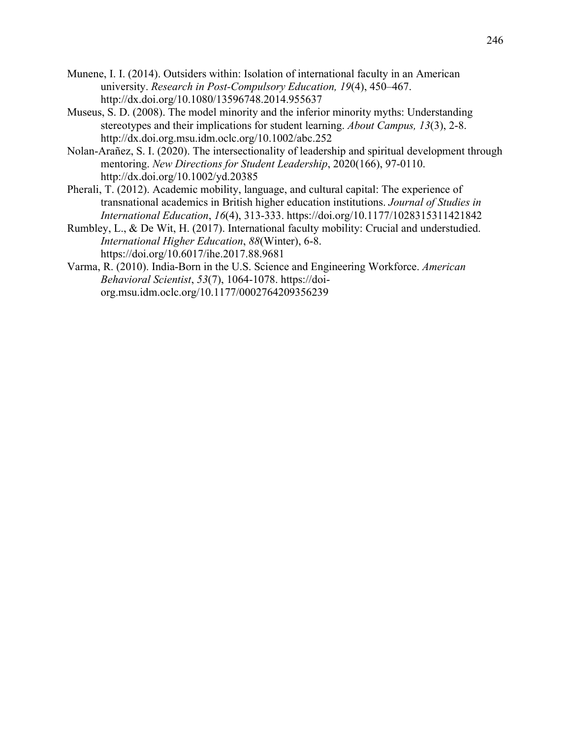Munene, I. I. (2014). Outsiders within: Isolation of international faculty in an American university. *Research in Post-Compulsory Education, 19*(4), 450–467. http://dx.doi.org/10.1080/13596748.2014.955637

Museus, S. D. (2008). The model minority and the inferior minority myths: Understanding stereotypes and their implications for student learning. *About Campus, 13*(3), 2-8. http://dx.doi.org.msu.idm.oclc.org/10.1002/abc.252

Nolan-Arañez, S. I. (2020). The intersectionality of leadership and spiritual development through mentoring. *New Directions for Student Leadership*, 2020(166), 97-0110. http://dx.doi.org/10.1002/yd.20385

Pherali, T. (2012). Academic mobility, language, and cultural capital: The experience of transnational academics in British higher education institutions. *Journal of Studies in International Education*, *16*(4), 313-333. https://doi.org/10.1177/1028315311421842

Rumbley, L., & De Wit, H. (2017). International faculty mobility: Crucial and understudied. *International Higher Education*, *88*(Winter), 6-8. https://doi.org/10.6017/ihe.2017.88.9681

Varma, R. (2010). India-Born in the U.S. Science and Engineering Workforce. *American Behavioral Scientist*, *53*(7), 1064-1078. https://doi-org.msu.idm.oclc.org/10.1177/0002764209356239